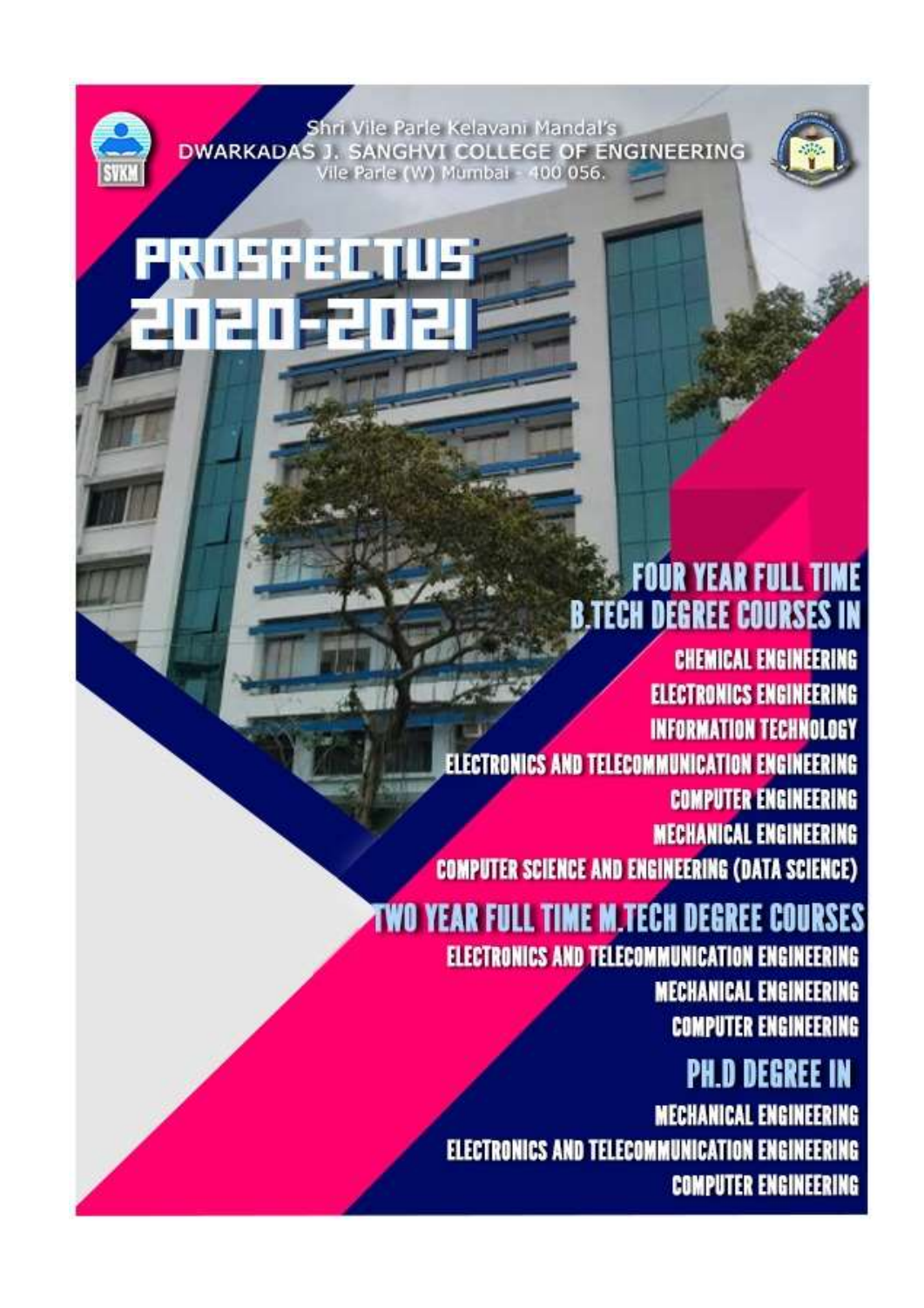Shri Vile Parle Kelavani Mandal's

DWARKADAS J. SANGHVI COLLEGE OF ENGINEERING

Vile Parle (W) Mumbai - 400 056.

# PROSPECTUS 2020-2021

## FOUR YEAR FULL TIME B.TECH DEGREE COURSES IN

- CHEMICAL ENGINEERING
- ELECTRONICS ENGINEERING
- INFORMATION TECHNOLOGY
- ELECTRONICS AND TELECOMMUNICATION ENGINEERING
- COMPUTER ENGINEERING
- MECHANICAL ENGINEERING
- COMPUTER SCIENCE AND ENGINEERING (DATA SCIENCE)

## TWO YEAR FULL TIME M.TECH DEGREE COURSES

- ELECTRONICS AND TELECOMMUNICATION ENGINEERING
- MECHANICAL ENGINEERING
- COMPUTER ENGINEERING

## PH.D DEGREE IN

- MECHANICAL ENGINEERING
- ELECTRONICS AND TELECOMMUNICATION ENGINEERING
- COMPUTER ENGINEERING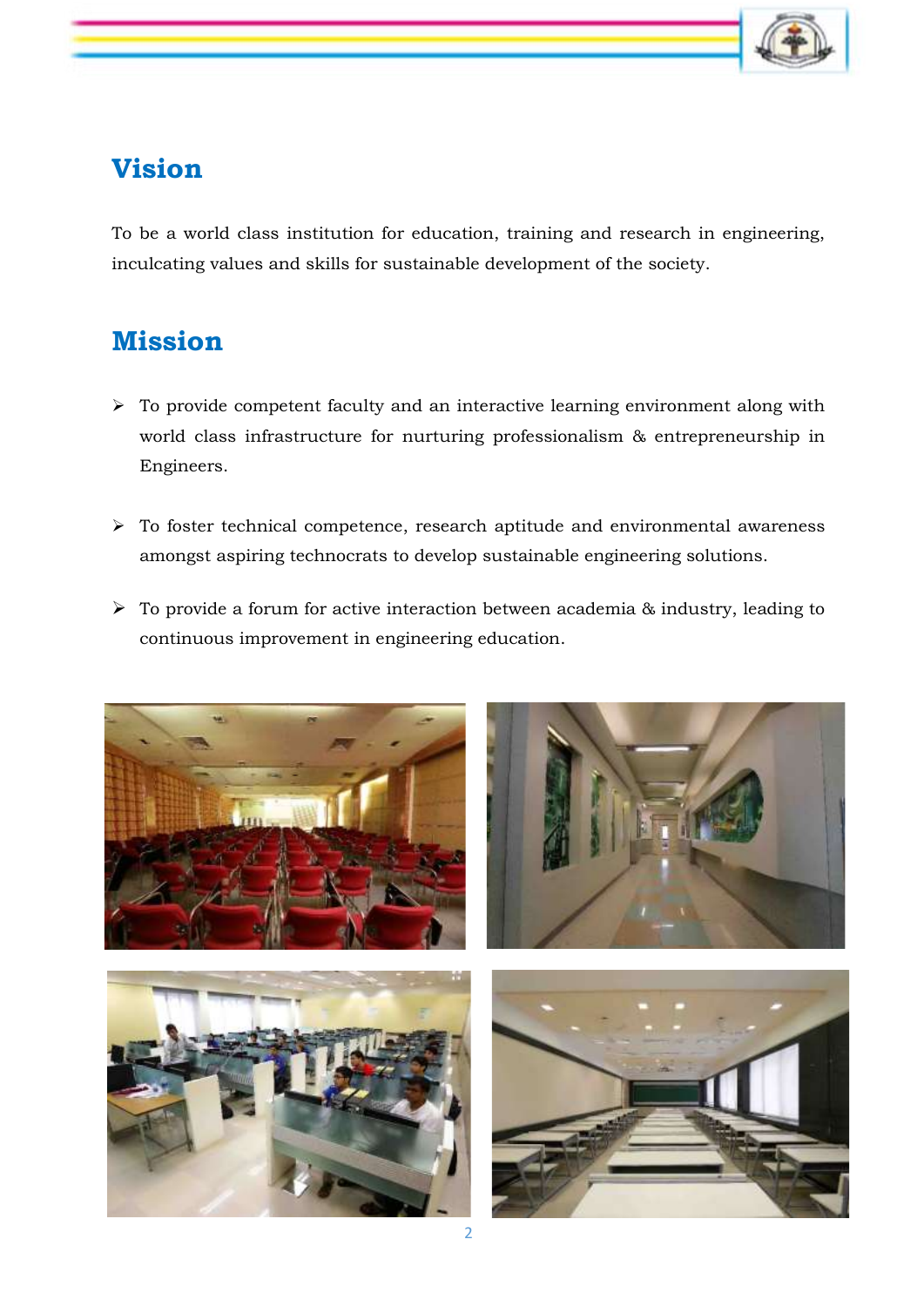## Vision

To be a world class institution for education, training and research in engineering, inculcating values and skills for sustainable development of the society.

## Mission

- To provide competent faculty and an interactive learning environment along with world class infrastructure for nurturing professionalism & entrepreneurship in Engineers.
- To foster technical competence, research aptitude and environmental awareness amongst aspiring technocrats to develop sustainable engineering solutions.
- To provide a forum for active interaction between academia & industry, leading to continuous improvement in engineering education.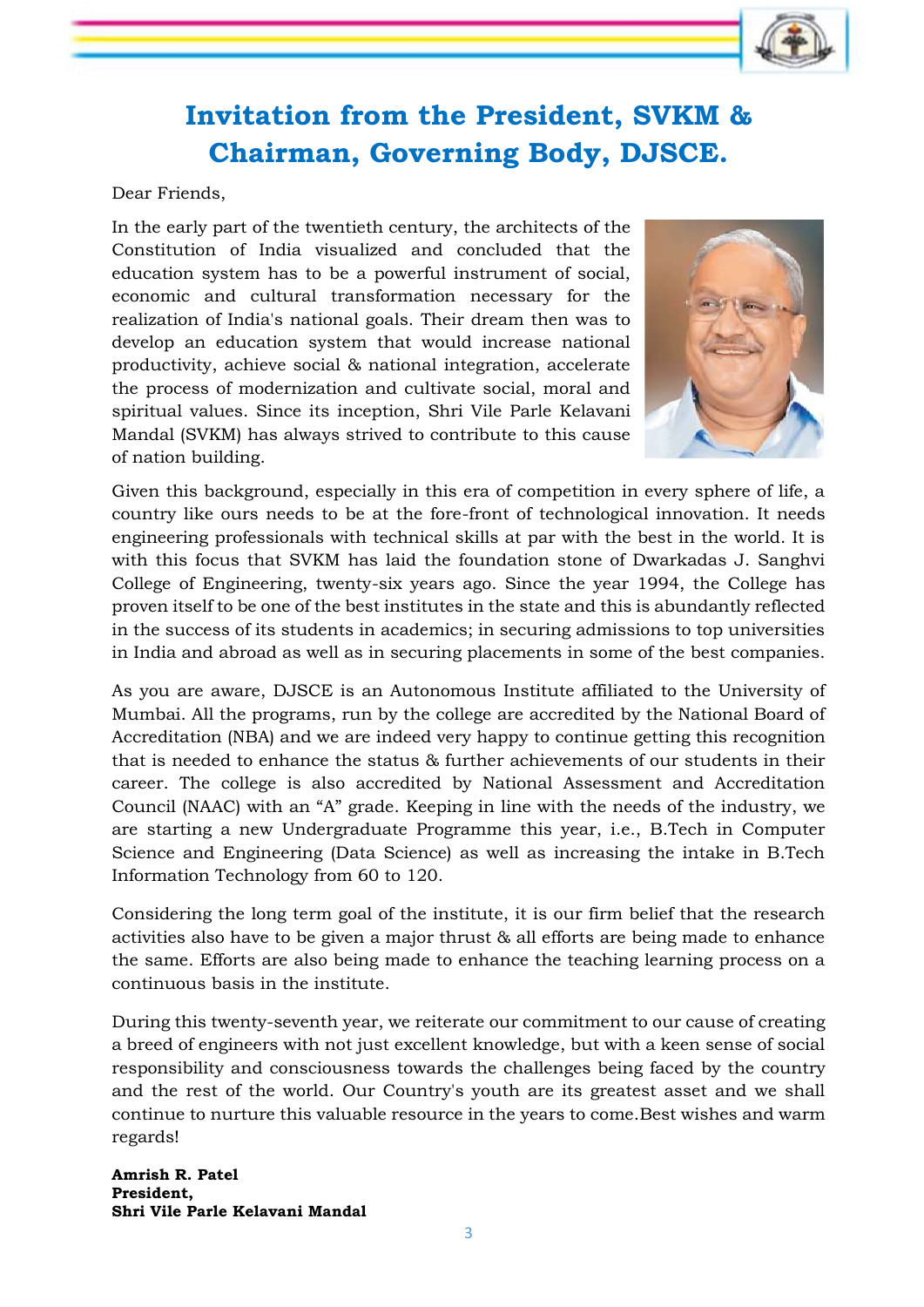# Invitation from the President, SVKM & Chairman, Governing Body, DJSCE.

Dear Friends,

In the early part of the twentieth century, the architects of the Constitution of India visualized and concluded that the education system has to be a powerful instrument of social, economic and cultural transformation necessary for the realization of India's national goals. Their dream then was to develop an education system that would increase national productivity, achieve social & national integration, accelerate the process of modernization and cultivate social, moral and spiritual values. Since its inception, Shri Vile Parle Kelavani Mandal (SVKM) has always strived to contribute to this cause of nation building.

Given this background, especially in this era of competition in every sphere of life, a country like ours needs to be at the fore-front of technological innovation. It needs engineering professionals with technical skills at par with the best in the world. It is with this focus that SVKM has laid the foundation stone of Dwarkadas J. Sanghvi College of Engineering, twenty-six years ago. Since the year 1994, the College has proven itself to be one of the best institutes in the state and this is abundantly reflected in the success of its students in academics; in securing admissions to top universities in India and abroad as well as in securing placements in some of the best companies.

As you are aware, DJSCE is an Autonomous Institute affiliated to the University of Mumbai. All the programs, run by the college are accredited by the National Board of Accreditation (NBA) and we are indeed very happy to continue getting this recognition that is needed to enhance the status & further achievements of our students in their career. The college is also accredited by National Assessment and Accreditation Council (NAAC) with an "A" grade. Keeping in line with the needs of the industry, we are starting a new Undergraduate Programme this year, i.e., B.Tech in Computer Science and Engineering (Data Science) as well as increasing the intake in B.Tech Information Technology from 60 to 120.

Considering the long term goal of the institute, it is our firm belief that the research activities also have to be given a major thrust & all efforts are being made to enhance the same. Efforts are also being made to enhance the teaching learning process on a continuous basis in the institute.

During this twenty-seventh year, we reiterate our commitment to our cause of creating a breed of engineers with not just excellent knowledge, but with a keen sense of social responsibility and consciousness towards the challenges being faced by the country and the rest of the world. Our Country's youth are its greatest asset and we shall continue to nurture this valuable resource in the years to come.Best wishes and warm regards!

**Amrish R. Patel**
**President,**
**Shri Vile Parle Kelavani Mandal**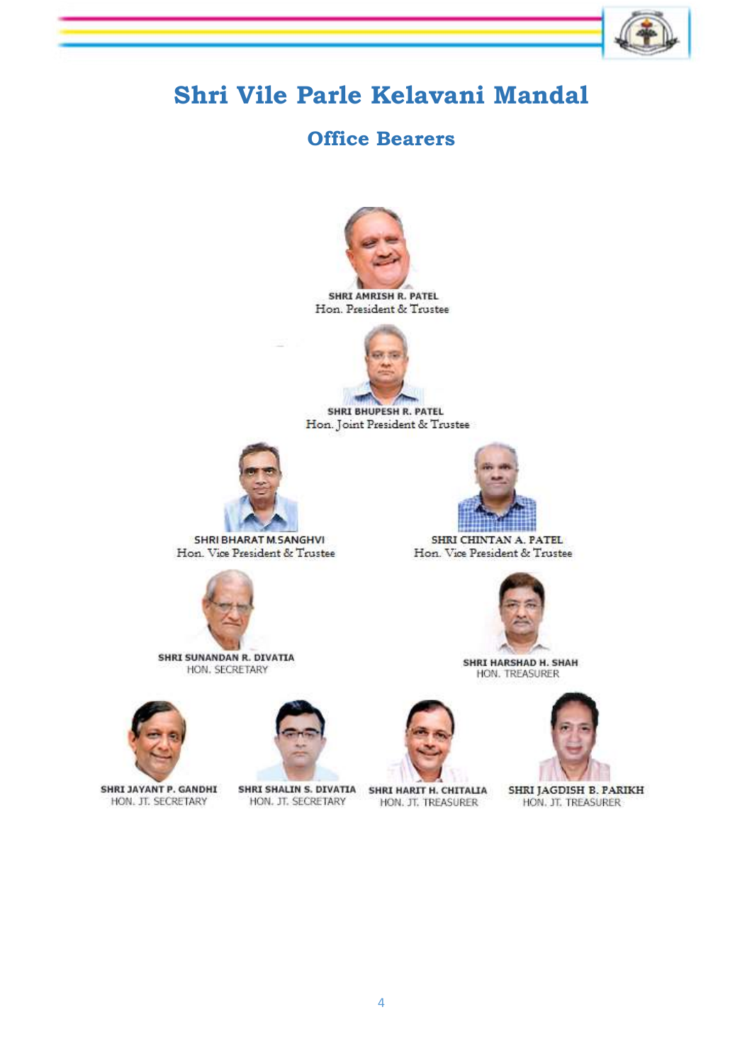# Shri Vile Parle Kelavani Mandal

## Office Bearers

**SHRI AMRISH R. PATEL**
Hon. President & Trustee

**SHRI BHUPESH R. PATEL**
Hon. Joint President & Trustee

**SHRI BHARAT M.SANGHVI**
Hon. Vice President & Trustee

**SHRI CHINTAN A. PATEL**
Hon. Vice President & Trustee

**SHRI SUNANDAN R. DIVATIA**
HON. SECRETARY

**SHRI HARSHAD H. SHAH**
HON. TREASURER

**SHRI JAYANT P. GANDHI**
HON. JT. SECRETARY

**SHRI SHALIN S. DIVATIA**
HON. JT. SECRETARY

**SHRI HARIT H. CHITALIA**
HON. JT. TREASURER

**SHRI JAGDISH B. PARIKH**
HON. JT. TREASURER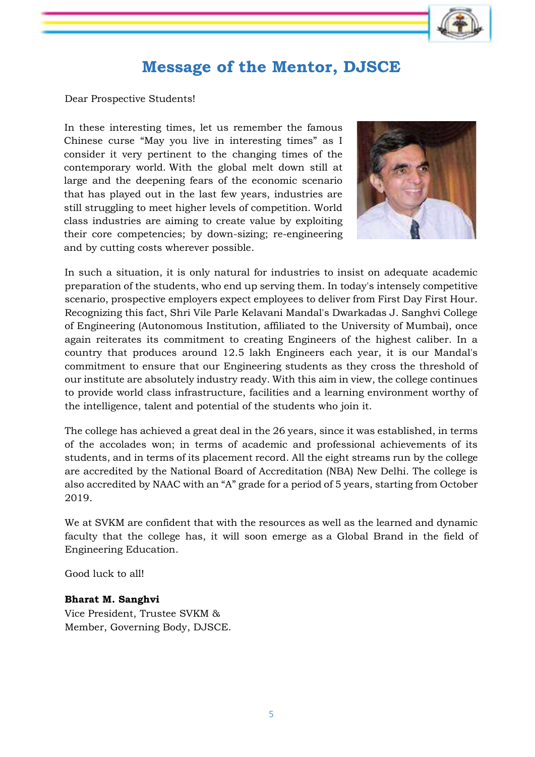# Message of the Mentor, DJSCE

Dear Prospective Students!

In these interesting times, let us remember the famous Chinese curse "May you live in interesting times" as I consider it very pertinent to the changing times of the contemporary world. With the global melt down still at large and the deepening fears of the economic scenario that has played out in the last few years, industries are still struggling to meet higher levels of competition. World class industries are aiming to create value by exploiting their core competencies; by down-sizing; re-engineering and by cutting costs wherever possible.

In such a situation, it is only natural for industries to insist on adequate academic preparation of the students, who end up serving them. In today's intensely competitive scenario, prospective employers expect employees to deliver from First Day First Hour. Recognizing this fact, Shri Vile Parle Kelavani Mandal's Dwarkadas J. Sanghvi College of Engineering (Autonomous Institution, affiliated to the University of Mumbai), once again reiterates its commitment to creating Engineers of the highest caliber. In a country that produces around 12.5 lakh Engineers each year, it is our Mandal's commitment to ensure that our Engineering students as they cross the threshold of our institute are absolutely industry ready. With this aim in view, the college continues to provide world class infrastructure, facilities and a learning environment worthy of the intelligence, talent and potential of the students who join it.

The college has achieved a great deal in the 26 years, since it was established, in terms of the accolades won; in terms of academic and professional achievements of its students, and in terms of its placement record. All the eight streams run by the college are accredited by the National Board of Accreditation (NBA) New Delhi. The college is also accredited by NAAC with an "A" grade for a period of 5 years, starting from October 2019.

We at SVKM are confident that with the resources as well as the learned and dynamic faculty that the college has, it will soon emerge as a Global Brand in the field of Engineering Education.

Good luck to all!

**Bharat M. Sanghvi**
Vice President, Trustee SVKM &
Member, Governing Body, DJSCE.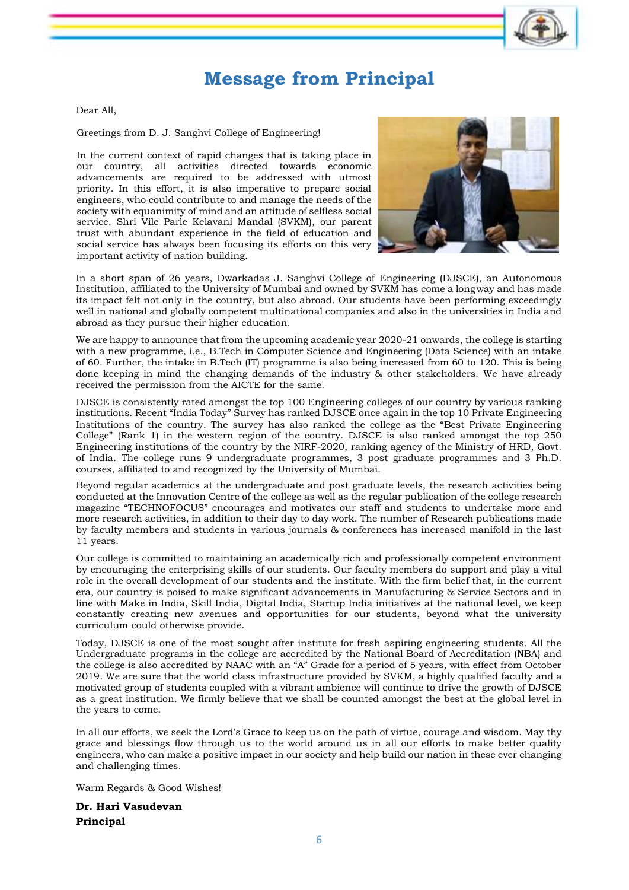# Message from Principal

Dear All,

Greetings from D. J. Sanghvi College of Engineering!

In the current context of rapid changes that is taking place in our country, all activities directed towards economic advancements are required to be addressed with utmost priority. In this effort, it is also imperative to prepare social engineers, who could contribute to and manage the needs of the society with equanimity of mind and an attitude of selfless social service. Shri Vile Parle Kelavani Mandal (SVKM), our parent trust with abundant experience in the field of education and social service has always been focusing its efforts on this very important activity of nation building.

In a short span of 26 years, Dwarkadas J. Sanghvi College of Engineering (DJSCE), an Autonomous Institution, affiliated to the University of Mumbai and owned by SVKM has come a longway and has made its impact felt not only in the country, but also abroad. Our students have been performing exceedingly well in national and globally competent multinational companies and also in the universities in India and abroad as they pursue their higher education.

We are happy to announce that from the upcoming academic year 2020-21 onwards, the college is starting with a new programme, i.e., B.Tech in Computer Science and Engineering (Data Science) with an intake of 60. Further, the intake in B.Tech (IT) programme is also being increased from 60 to 120. This is being done keeping in mind the changing demands of the industry & other stakeholders. We have already received the permission from the AICTE for the same.

DJSCE is consistently rated amongst the top 100 Engineering colleges of our country by various ranking institutions. Recent "India Today" Survey has ranked DJSCE once again in the top 10 Private Engineering Institutions of the country. The survey has also ranked the college as the "Best Private Engineering College" (Rank 1) in the western region of the country. DJSCE is also ranked amongst the top 250 Engineering institutions of the country by the NIRF-2020, ranking agency of the Ministry of HRD, Govt. of India. The college runs 9 undergraduate programmes, 3 post graduate programmes and 3 Ph.D. courses, affiliated to and recognized by the University of Mumbai.

Beyond regular academics at the undergraduate and post graduate levels, the research activities being conducted at the Innovation Centre of the college as well as the regular publication of the college research magazine "TECHNOFOCUS" encourages and motivates our staff and students to undertake more and more research activities, in addition to their day to day work. The number of Research publications made by faculty members and students in various journals & conferences has increased manifold in the last 11 years.

Our college is committed to maintaining an academically rich and professionally competent environment by encouraging the enterprising skills of our students. Our faculty members do support and play a vital role in the overall development of our students and the institute. With the firm belief that, in the current era, our country is poised to make significant advancements in Manufacturing & Service Sectors and in line with Make in India, Skill India, Digital India, Startup India initiatives at the national level, we keep constantly creating new avenues and opportunities for our students, beyond what the university curriculum could otherwise provide.

Today, DJSCE is one of the most sought after institute for fresh aspiring engineering students. All the Undergraduate programs in the college are accredited by the National Board of Accreditation (NBA) and the college is also accredited by NAAC with an "A" Grade for a period of 5 years, with effect from October 2019. We are sure that the world class infrastructure provided by SVKM, a highly qualified faculty and a motivated group of students coupled with a vibrant ambience will continue to drive the growth of DJSCE as a great institution. We firmly believe that we shall be counted amongst the best at the global level in the years to come.

In all our efforts, we seek the Lord's Grace to keep us on the path of virtue, courage and wisdom. May thy grace and blessings flow through us to the world around us in all our efforts to make better quality engineers, who can make a positive impact in our society and help build our nation in these ever changing and challenging times.

Warm Regards & Good Wishes!

**Dr. Hari Vasudevan**
**Principal**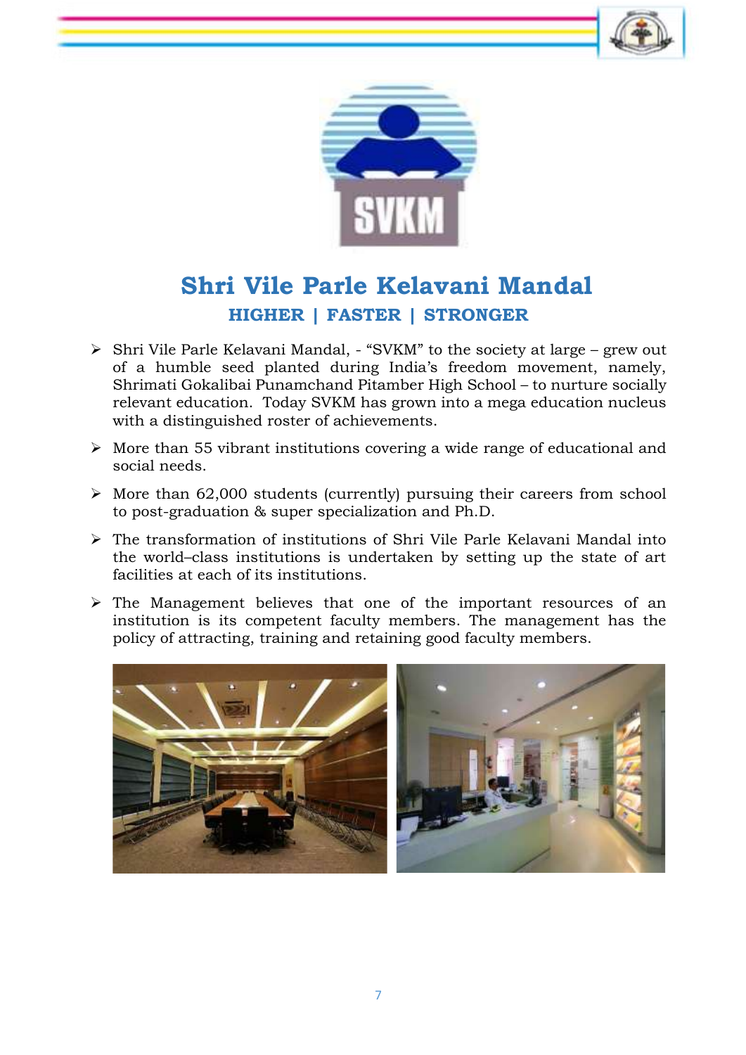# Shri Vile Parle Kelavani Mandal

## HIGHER | FASTER | STRONGER

- Shri Vile Parle Kelavani Mandal, - “SVKM” to the society at large – grew out of a humble seed planted during India’s freedom movement, namely, Shrimati Gokalibai Punamchand Pitamber High School – to nurture socially relevant education. Today SVKM has grown into a mega education nucleus with a distinguished roster of achievements.
- More than 55 vibrant institutions covering a wide range of educational and social needs.
- More than 62,000 students (currently) pursuing their careers from school to post-graduation & super specialization and Ph.D.
- The transformation of institutions of Shri Vile Parle Kelavani Mandal into the world–class institutions is undertaken by setting up the state of art facilities at each of its institutions.
- The Management believes that one of the important resources of an institution is its competent faculty members. The management has the policy of attracting, training and retaining good faculty members.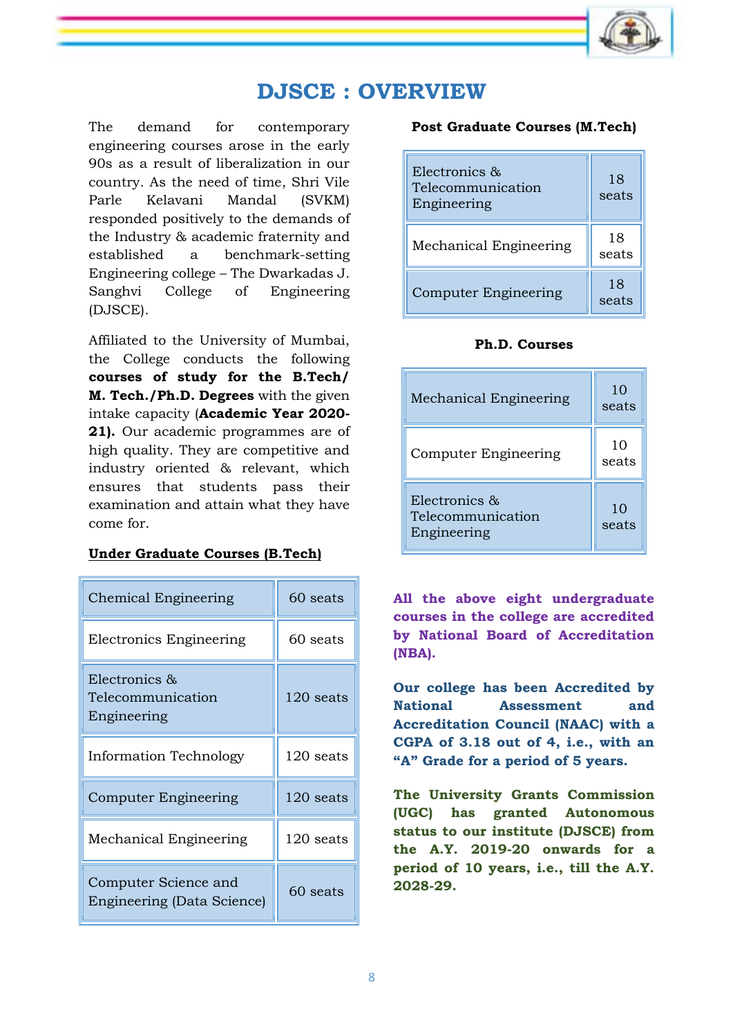# DJSCE : OVERVIEW

The demand for contemporary engineering courses arose in the early 90s as a result of liberalization in our country. As the need of time, Shri Vile Parle Kelavani Mandal (SVKM) responded positively to the demands of the Industry & academic fraternity and established a benchmark-setting Engineering college – The Dwarkadas J. Sanghvi College of Engineering (DJSCE).

Affiliated to the University of Mumbai, the College conducts the following **courses of study for the B.Tech/ M. Tech./Ph.D. Degrees** with the given intake capacity (**Academic Year 2020-21).** Our academic programmes are of high quality. They are competitive and industry oriented & relevant, which ensures that students pass their examination and attain what they have come for.

**Under Graduate Courses (B.Tech)**

| Course | Seats |
|---|---|
| Chemical Engineering | 60 seats |
| Electronics Engineering | 60 seats |
| Electronics & Telecommunication Engineering | 120 seats |
| Information Technology | 120 seats |
| Computer Engineering | 120 seats |
| Mechanical Engineering | 120 seats |
| Computer Science and Engineering (Data Science) | 60 seats |

**Post Graduate Courses (M.Tech)**

| Course | Seats |
|---|---|
| Electronics & Telecommunication Engineering | 18 seats |
| Mechanical Engineering | 18 seats |
| Computer Engineering | 18 seats |

**Ph.D. Courses**

| Course | Seats |
|---|---|
| Mechanical Engineering | 10 seats |
| Computer Engineering | 10 seats |
| Electronics & Telecommunication Engineering | 10 seats |

**All the above eight undergraduate courses in the college are accredited by National Board of Accreditation (NBA).**

**Our college has been Accredited by National Assessment and Accreditation Council (NAAC) with a CGPA of 3.18 out of 4, i.e., with an "A" Grade for a period of 5 years.**

**The University Grants Commission (UGC) has granted Autonomous status to our institute (DJSCE) from the A.Y. 2019-20 onwards for a period of 10 years, i.e., till the A.Y. 2028-29.**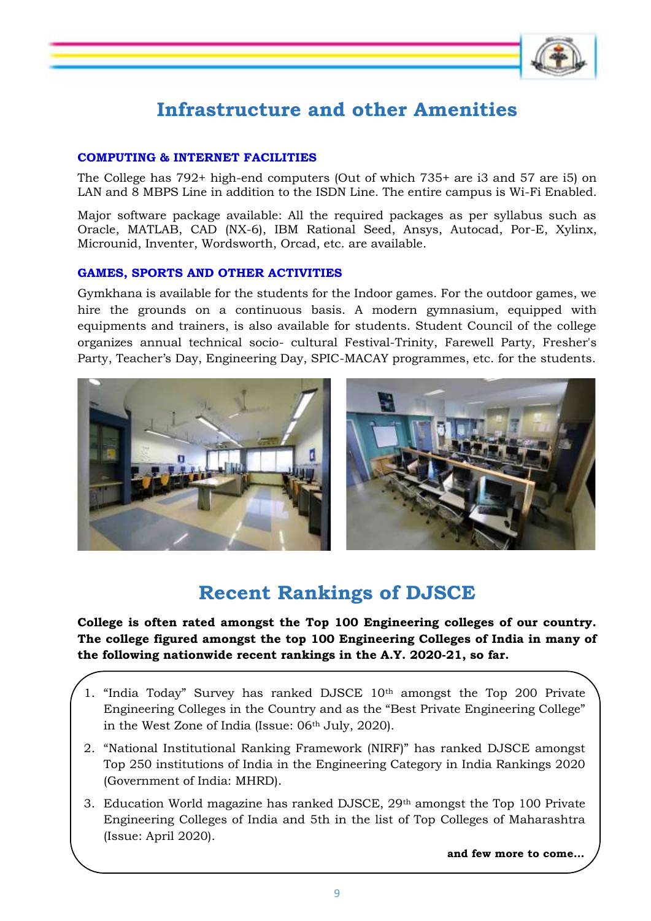# Infrastructure and other Amenities

### COMPUTING & INTERNET FACILITIES

The College has 792+ high-end computers (Out of which 735+ are i3 and 57 are i5) on LAN and 8 MBPS Line in addition to the ISDN Line. The entire campus is Wi-Fi Enabled.

Major software package available: All the required packages as per syllabus such as Oracle, MATLAB, CAD (NX-6), IBM Rational Seed, Ansys, Autocad, Por-E, Xylinx, Microunid, Inventer, Wordsworth, Orcad, etc. are available.

### GAMES, SPORTS AND OTHER ACTIVITIES

Gymkhana is available for the students for the Indoor games. For the outdoor games, we hire the grounds on a continuous basis. A modern gymnasium, equipped with equipments and trainers, is also available for students. Student Council of the college organizes annual technical socio- cultural Festival-Trinity, Farewell Party, Fresher's Party, Teacher's Day, Engineering Day, SPIC-MACAY programmes, etc. for the students.

# Recent Rankings of DJSCE

**College is often rated amongst the Top 100 Engineering colleges of our country. The college figured amongst the top 100 Engineering Colleges of India in many of the following nationwide recent rankings in the A.Y. 2020-21, so far.**

1. "India Today" Survey has ranked DJSCE 10th amongst the Top 200 Private Engineering Colleges in the Country and as the "Best Private Engineering College" in the West Zone of India (Issue: 06th July, 2020).
2. "National Institutional Ranking Framework (NIRF)" has ranked DJSCE amongst Top 250 institutions of India in the Engineering Category in India Rankings 2020 (Government of India: MHRD).
3. Education World magazine has ranked DJSCE, 29th amongst the Top 100 Private Engineering Colleges of India and 5th in the list of Top Colleges of Maharashtra (Issue: April 2020).

**and few more to come…**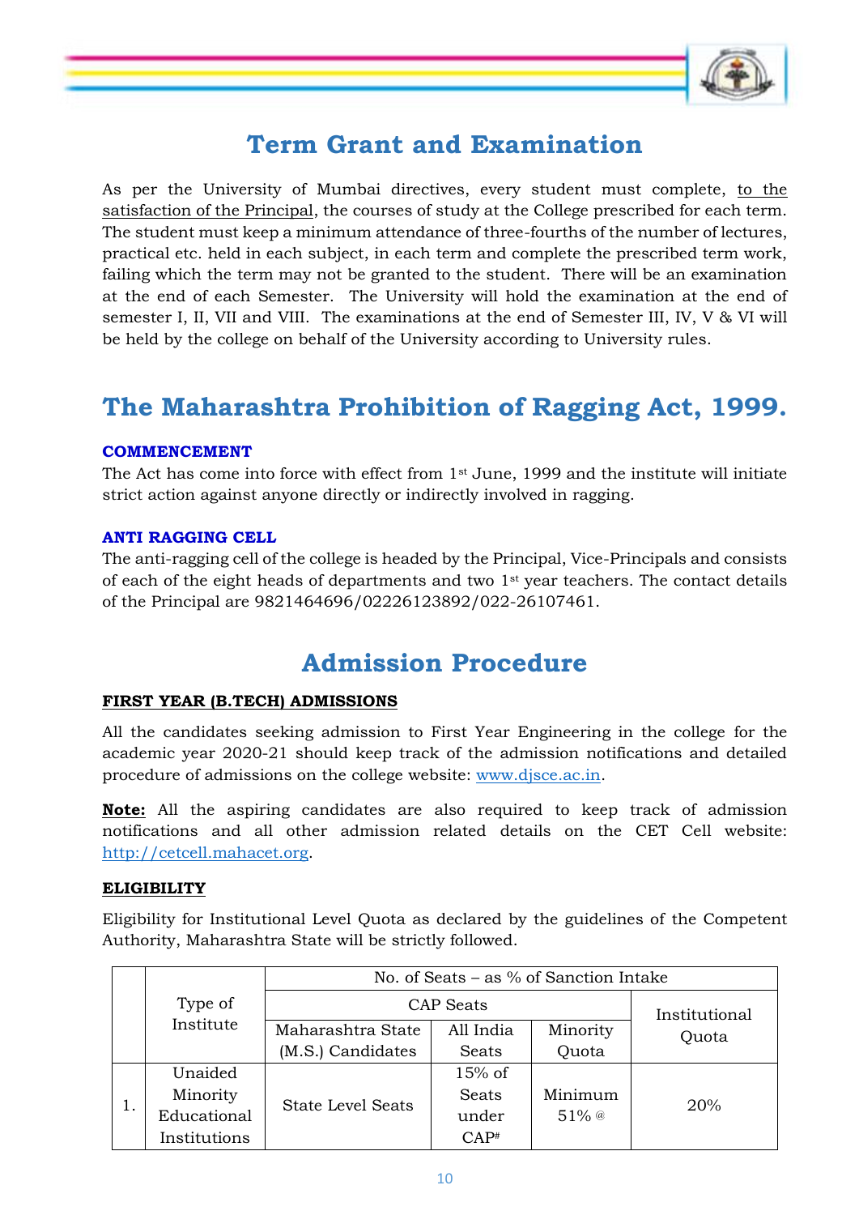# Term Grant and Examination

As per the University of Mumbai directives, every student must complete, to the satisfaction of the Principal, the courses of study at the College prescribed for each term. The student must keep a minimum attendance of three-fourths of the number of lectures, practical etc. held in each subject, in each term and complete the prescribed term work, failing which the term may not be granted to the student. There will be an examination at the end of each Semester. The University will hold the examination at the end of semester I, II, VII and VIII. The examinations at the end of Semester III, IV, V & VI will be held by the college on behalf of the University according to University rules.

# The Maharashtra Prohibition of Ragging Act, 1999.

### COMMENCEMENT

The Act has come into force with effect from 1st June, 1999 and the institute will initiate strict action against anyone directly or indirectly involved in ragging.

### ANTI RAGGING CELL

The anti-ragging cell of the college is headed by the Principal, Vice-Principals and consists of each of the eight heads of departments and two 1st year teachers. The contact details of the Principal are 9821464696/02226123892/022-26107461.

# Admission Procedure

### FIRST YEAR (B.TECH) ADMISSIONS

All the candidates seeking admission to First Year Engineering in the college for the academic year 2020-21 should keep track of the admission notifications and detailed procedure of admissions on the college website: www.djsce.ac.in.

**Note:** All the aspiring candidates are also required to keep track of admission notifications and all other admission related details on the CET Cell website: http://cetcell.mahacet.org.

### ELIGIBILITY

Eligibility for Institutional Level Quota as declared by the guidelines of the Competent Authority, Maharashtra State will be strictly followed.

| | Type of Institute | No. of Seats – as % of Sanction Intake | | | |
|---|---|---|---|---|---|
| | | CAP Seats | | | Institutional Quota |
| | | Maharashtra State (M.S.) Candidates | All India Seats | Minority Quota | |
| 1. | Unaided Minority Educational Institutions | State Level Seats | 15% of Seats under CAP# | Minimum 51% @ | 20% |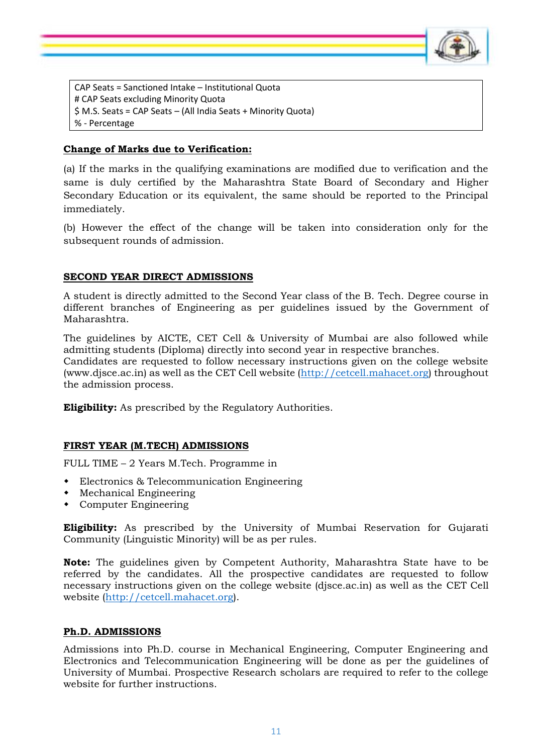CAP Seats = Sanctioned Intake – Institutional Quota
# CAP Seats excluding Minority Quota
$ M.S. Seats = CAP Seats – (All India Seats + Minority Quota)
% - Percentage

**Change of Marks due to Verification:**

(a) If the marks in the qualifying examinations are modified due to verification and the same is duly certified by the Maharashtra State Board of Secondary and Higher Secondary Education or its equivalent, the same should be reported to the Principal immediately.

(b) However the effect of the change will be taken into consideration only for the subsequent rounds of admission.

## SECOND YEAR DIRECT ADMISSIONS

A student is directly admitted to the Second Year class of the B. Tech. Degree course in different branches of Engineering as per guidelines issued by the Government of Maharashtra.

The guidelines by AICTE, CET Cell & University of Mumbai are also followed while admitting students (Diploma) directly into second year in respective branches.
Candidates are requested to follow necessary instructions given on the college website (www.djsce.ac.in) as well as the CET Cell website (http://cetcell.mahacet.org) throughout the admission process.

**Eligibility:** As prescribed by the Regulatory Authorities.

## FIRST YEAR (M.TECH) ADMISSIONS

FULL TIME – 2 Years M.Tech. Programme in

- Electronics & Telecommunication Engineering
- Mechanical Engineering
- Computer Engineering

**Eligibility:** As prescribed by the University of Mumbai Reservation for Gujarati Community (Linguistic Minority) will be as per rules.

**Note:** The guidelines given by Competent Authority, Maharashtra State have to be referred by the candidates. All the prospective candidates are requested to follow necessary instructions given on the college website (djsce.ac.in) as well as the CET Cell website (http://cetcell.mahacet.org).

## Ph.D. ADMISSIONS

Admissions into Ph.D. course in Mechanical Engineering, Computer Engineering and Electronics and Telecommunication Engineering will be done as per the guidelines of University of Mumbai. Prospective Research scholars are required to refer to the college website for further instructions.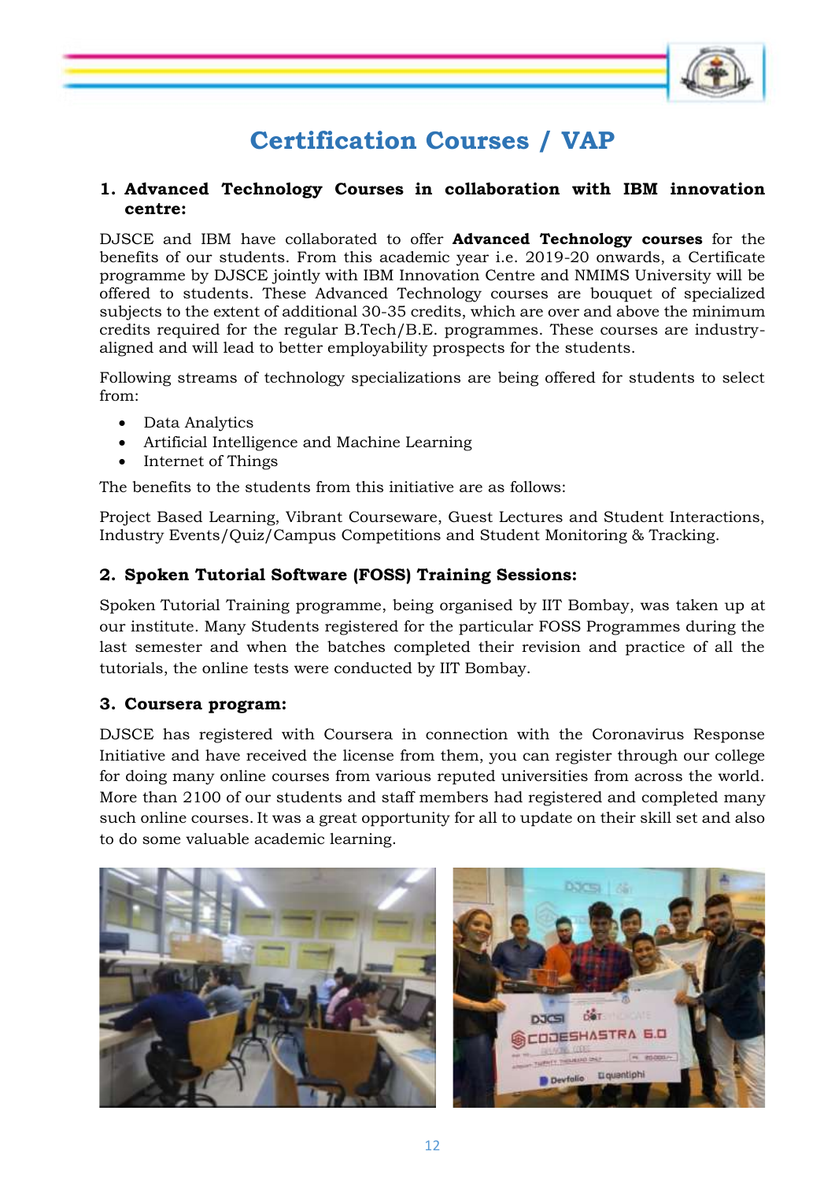# Certification Courses / VAP

### 1. Advanced Technology Courses in collaboration with IBM innovation centre:

DJSCE and IBM have collaborated to offer **Advanced Technology courses** for the benefits of our students. From this academic year i.e. 2019-20 onwards, a Certificate programme by DJSCE jointly with IBM Innovation Centre and NMIMS University will be offered to students. These Advanced Technology courses are bouquet of specialized subjects to the extent of additional 30-35 credits, which are over and above the minimum credits required for the regular B.Tech/B.E. programmes. These courses are industry-aligned and will lead to better employability prospects for the students.

Following streams of technology specializations are being offered for students to select from:

- Data Analytics
- Artificial Intelligence and Machine Learning
- Internet of Things

The benefits to the students from this initiative are as follows:

Project Based Learning, Vibrant Courseware, Guest Lectures and Student Interactions, Industry Events/Quiz/Campus Competitions and Student Monitoring & Tracking.

### 2. Spoken Tutorial Software (FOSS) Training Sessions:

Spoken Tutorial Training programme, being organised by IIT Bombay, was taken up at our institute. Many Students registered for the particular FOSS Programmes during the last semester and when the batches completed their revision and practice of all the tutorials, the online tests were conducted by IIT Bombay.

### 3. Coursera program:

DJSCE has registered with Coursera in connection with the Coronavirus Response Initiative and have received the license from them, you can register through our college for doing many online courses from various reputed universities from across the world. More than 2100 of our students and staff members had registered and completed many such online courses. It was a great opportunity for all to update on their skill set and also to do some valuable academic learning.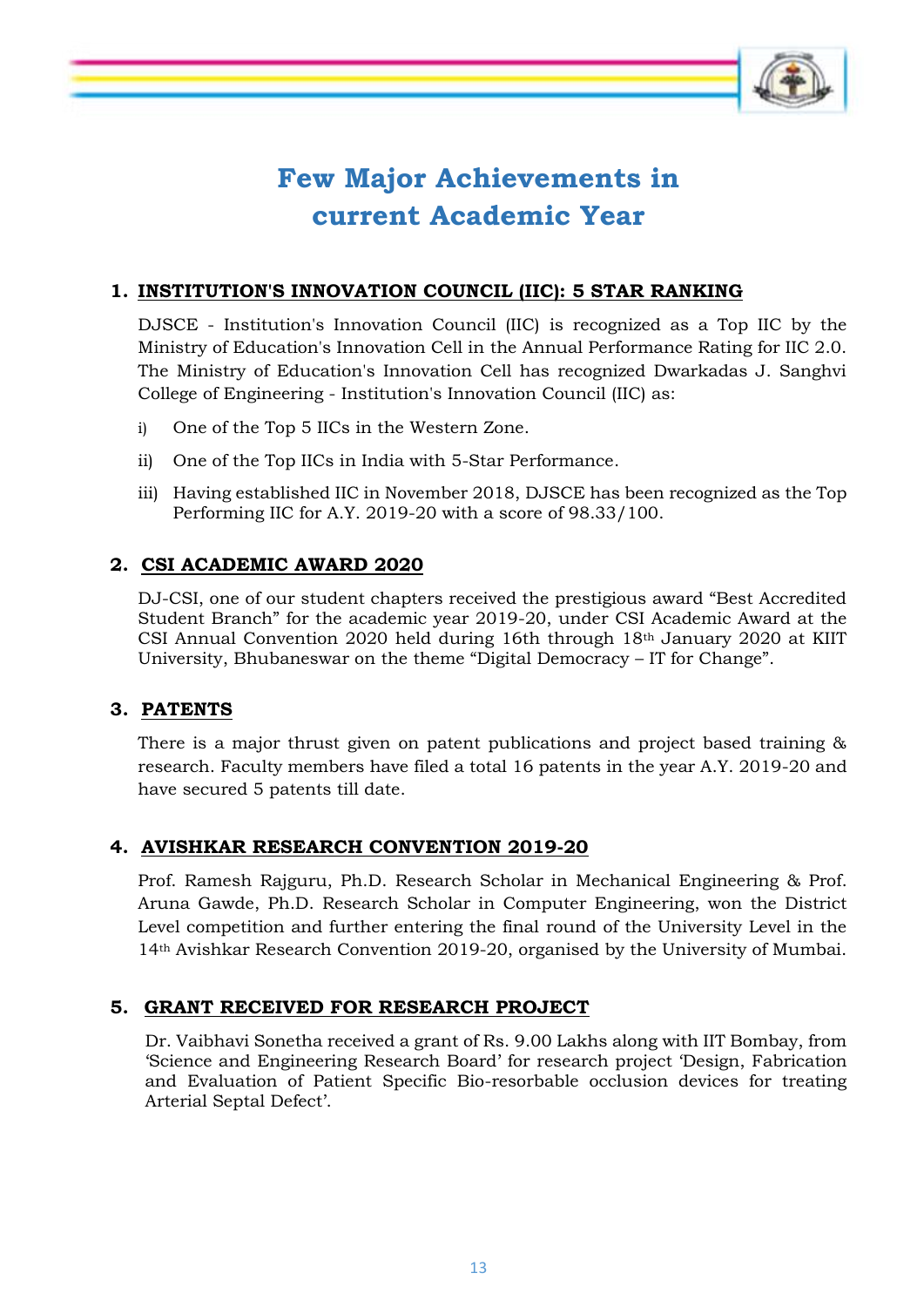# Few Major Achievements in current Academic Year

## 1. INSTITUTION'S INNOVATION COUNCIL (IIC): 5 STAR RANKING

DJSCE - Institution's Innovation Council (IIC) is recognized as a Top IIC by the Ministry of Education's Innovation Cell in the Annual Performance Rating for IIC 2.0. The Ministry of Education's Innovation Cell has recognized Dwarkadas J. Sanghvi College of Engineering - Institution's Innovation Council (IIC) as:

i) One of the Top 5 IICs in the Western Zone.

ii) One of the Top IICs in India with 5-Star Performance.

iii) Having established IIC in November 2018, DJSCE has been recognized as the Top Performing IIC for A.Y. 2019-20 with a score of 98.33/100.

## 2. CSI ACADEMIC AWARD 2020

DJ-CSI, one of our student chapters received the prestigious award "Best Accredited Student Branch" for the academic year 2019-20, under CSI Academic Award at the CSI Annual Convention 2020 held during 16th through 18th January 2020 at KIIT University, Bhubaneswar on the theme "Digital Democracy – IT for Change".

## 3. PATENTS

There is a major thrust given on patent publications and project based training & research. Faculty members have filed a total 16 patents in the year A.Y. 2019-20 and have secured 5 patents till date.

## 4. AVISHKAR RESEARCH CONVENTION 2019-20

Prof. Ramesh Rajguru, Ph.D. Research Scholar in Mechanical Engineering & Prof. Aruna Gawde, Ph.D. Research Scholar in Computer Engineering, won the District Level competition and further entering the final round of the University Level in the 14th Avishkar Research Convention 2019-20, organised by the University of Mumbai.

## 5. GRANT RECEIVED FOR RESEARCH PROJECT

Dr. Vaibhavi Sonetha received a grant of Rs. 9.00 Lakhs along with IIT Bombay, from 'Science and Engineering Research Board' for research project 'Design, Fabrication and Evaluation of Patient Specific Bio-resorbable occlusion devices for treating Arterial Septal Defect'.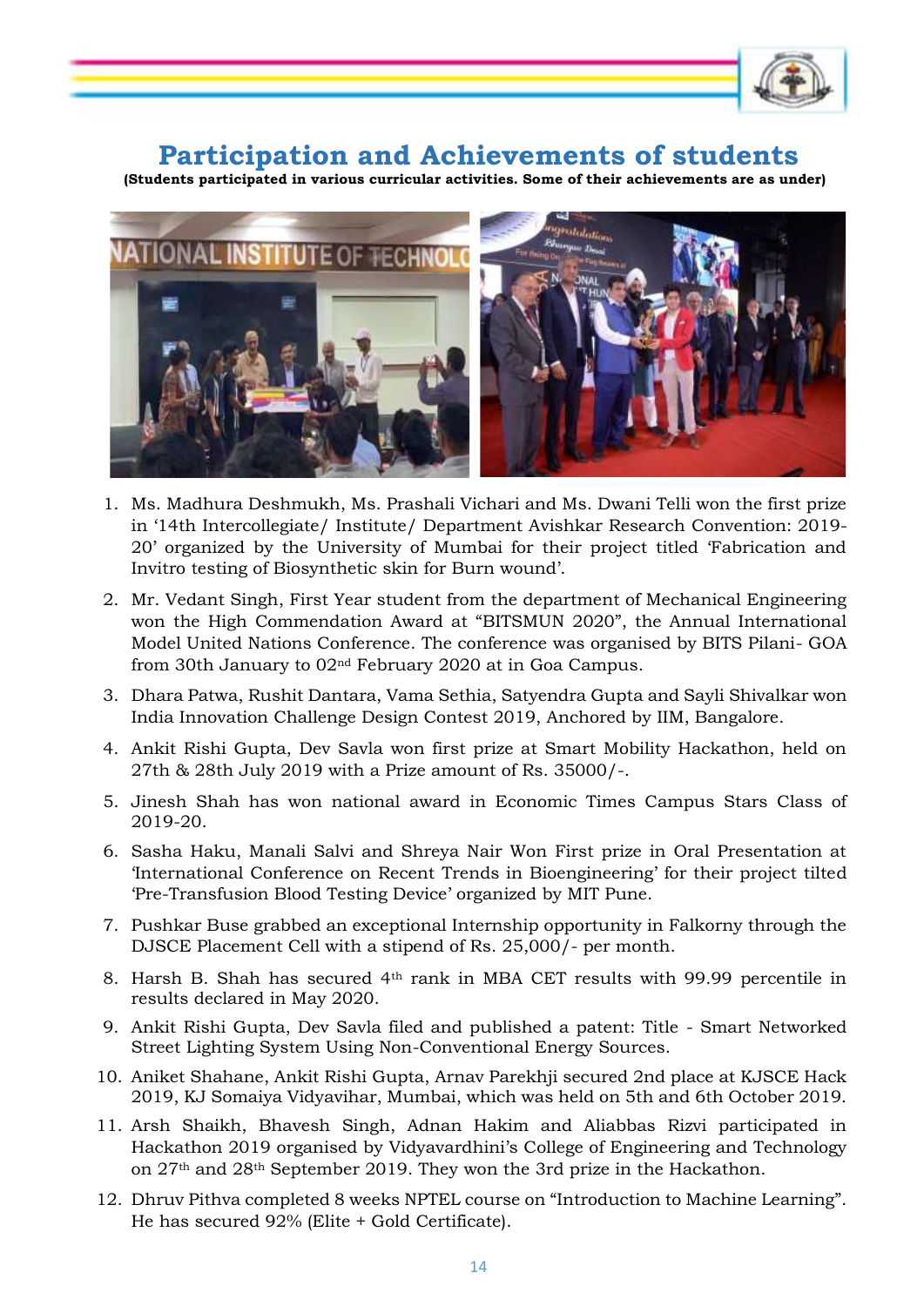# Participation and Achievements of students

**(Students participated in various curricular activities. Some of their achievements are as under)**

1. Ms. Madhura Deshmukh, Ms. Prashali Vichari and Ms. Dwani Telli won the first prize in '14th Intercollegiate/ Institute/ Department Avishkar Research Convention: 2019-20' organized by the University of Mumbai for their project titled 'Fabrication and Invitro testing of Biosynthetic skin for Burn wound'.
2. Mr. Vedant Singh, First Year student from the department of Mechanical Engineering won the High Commendation Award at "BITSMUN 2020", the Annual International Model United Nations Conference. The conference was organised by BITS Pilani- GOA from 30th January to 02nd February 2020 at in Goa Campus.
3. Dhara Patwa, Rushit Dantara, Vama Sethia, Satyendra Gupta and Sayli Shivalkar won India Innovation Challenge Design Contest 2019, Anchored by IIM, Bangalore.
4. Ankit Rishi Gupta, Dev Savla won first prize at Smart Mobility Hackathon, held on 27th & 28th July 2019 with a Prize amount of Rs. 35000/-.
5. Jinesh Shah has won national award in Economic Times Campus Stars Class of 2019-20.
6. Sasha Haku, Manali Salvi and Shreya Nair Won First prize in Oral Presentation at 'International Conference on Recent Trends in Bioengineering' for their project tilted 'Pre-Transfusion Blood Testing Device' organized by MIT Pune.
7. Pushkar Buse grabbed an exceptional Internship opportunity in Falkorny through the DJSCE Placement Cell with a stipend of Rs. 25,000/- per month.
8. Harsh B. Shah has secured 4th rank in MBA CET results with 99.99 percentile in results declared in May 2020.
9. Ankit Rishi Gupta, Dev Savla filed and published a patent: Title - Smart Networked Street Lighting System Using Non-Conventional Energy Sources.
10. Aniket Shahane, Ankit Rishi Gupta, Arnav Parekhji secured 2nd place at KJSCE Hack 2019, KJ Somaiya Vidyavihar, Mumbai, which was held on 5th and 6th October 2019.
11. Arsh Shaikh, Bhavesh Singh, Adnan Hakim and Aliabbas Rizvi participated in Hackathon 2019 organised by Vidyavardhini's College of Engineering and Technology on 27th and 28th September 2019. They won the 3rd prize in the Hackathon.
12. Dhruv Pithva completed 8 weeks NPTEL course on "Introduction to Machine Learning". He has secured 92% (Elite + Gold Certificate).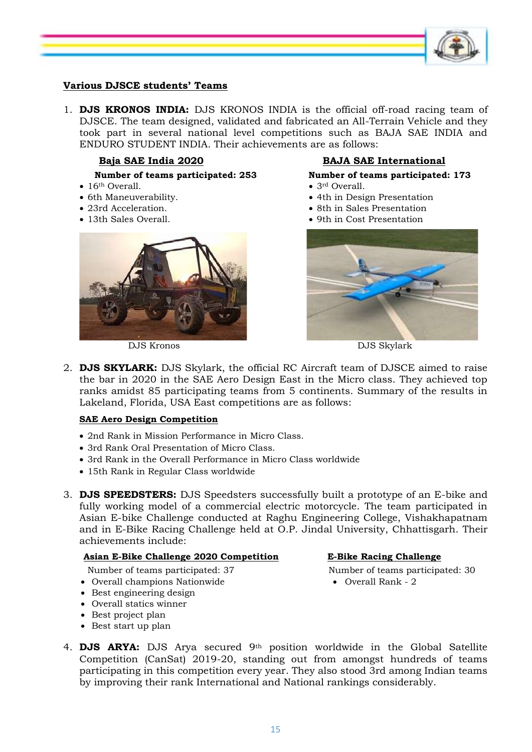## Various DJSCE students' Teams

1. **DJS KRONOS INDIA:** DJS KRONOS INDIA is the official off-road racing team of DJSCE. The team designed, validated and fabricated an All-Terrain Vehicle and they took part in several national level competitions such as BAJA SAE INDIA and ENDURO STUDENT INDIA. Their achievements are as follows:

   **Baja SAE India 2020**

   **Number of teams participated: 253**

   - 16th Overall.
   - 6th Maneuverability.
   - 23rd Acceleration.
   - 13th Sales Overall.

   **BAJA SAE International**

   **Number of teams participated: 173**

   - 3rd Overall.
   - 4th in Design Presentation
   - 8th in Sales Presentation
   - 9th in Cost Presentation

   DJS Kronos

   DJS Skylark

2. **DJS SKYLARK:** DJS Skylark, the official RC Aircraft team of DJSCE aimed to raise the bar in 2020 in the SAE Aero Design East in the Micro class. They achieved top ranks amidst 85 participating teams from 5 continents. Summary of the results in Lakeland, Florida, USA East competitions are as follows:

   **SAE Aero Design Competition**

   - 2nd Rank in Mission Performance in Micro Class.
   - 3rd Rank Oral Presentation of Micro Class.
   - 3rd Rank in the Overall Performance in Micro Class worldwide
   - 15th Rank in Regular Class worldwide

3. **DJS SPEEDSTERS:** DJS Speedsters successfully built a prototype of an E-bike and fully working model of a commercial electric motorcycle. The team participated in Asian E-bike Challenge conducted at Raghu Engineering College, Vishakhapatnam and in E-Bike Racing Challenge held at O.P. Jindal University, Chhattisgarh. Their achievements include:

   **Asian E-Bike Challenge 2020 Competition**

   Number of teams participated: 37

   - Overall champions Nationwide
   - Best engineering design
   - Overall statics winner
   - Best project plan
   - Best start up plan

   **E-Bike Racing Challenge**

   Number of teams participated: 30

   - Overall Rank - 2

4. **DJS ARYA:** DJS Arya secured 9th position worldwide in the Global Satellite Competition (CanSat) 2019-20, standing out from amongst hundreds of teams participating in this competition every year. They also stood 3rd among Indian teams by improving their rank International and National rankings considerably.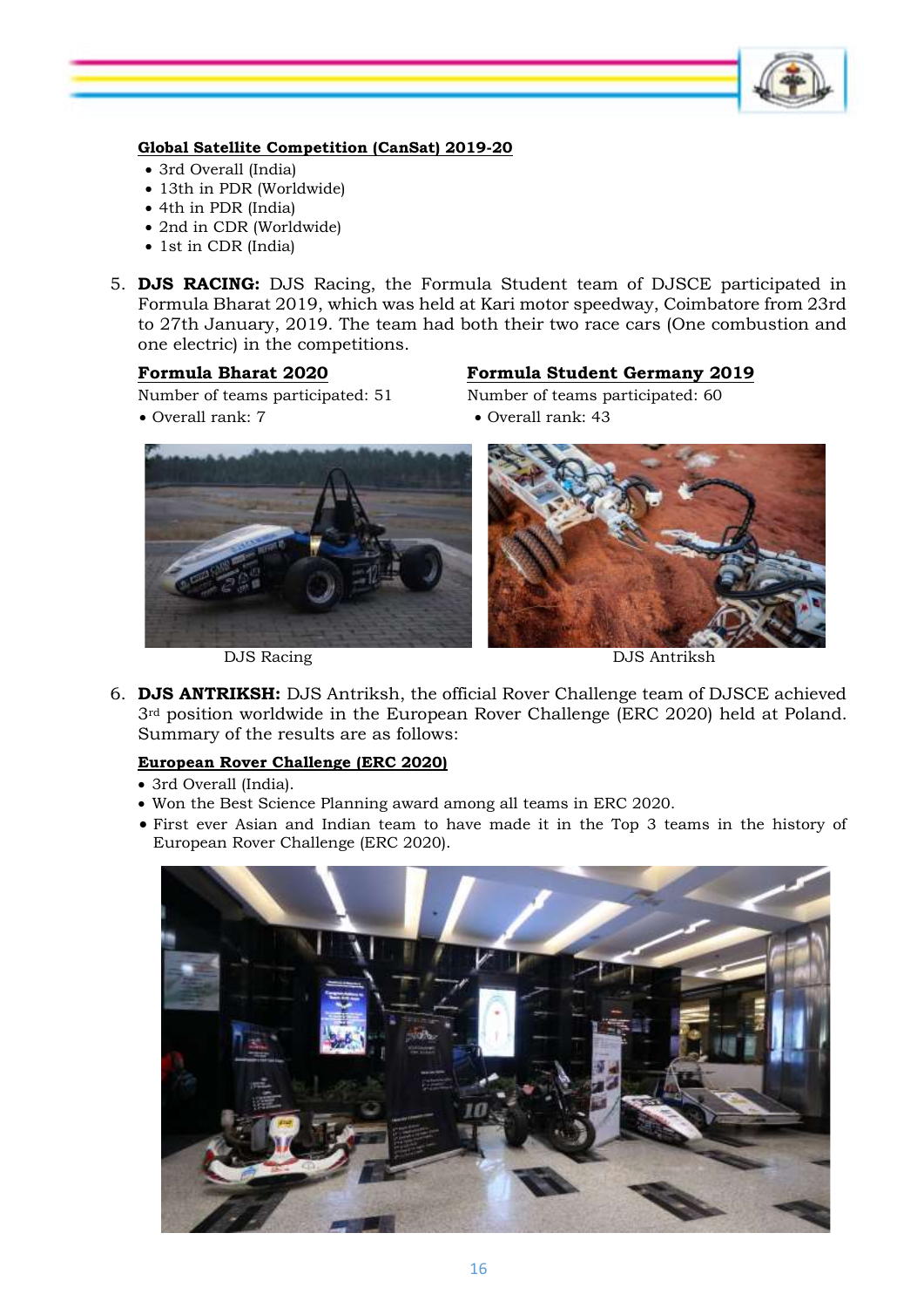**Global Satellite Competition (CanSat) 2019-20**

- 3rd Overall (India)
- 13th in PDR (Worldwide)
- 4th in PDR (India)
- 2nd in CDR (Worldwide)
- 1st in CDR (India)

5. **DJS RACING:** DJS Racing, the Formula Student team of DJSCE participated in Formula Bharat 2019, which was held at Kari motor speedway, Coimbatore from 23rd to 27th January, 2019. The team had both their two race cars (One combustion and one electric) in the competitions.

**Formula Bharat 2020**

Number of teams participated: 51

- Overall rank: 7

**Formula Student Germany 2019**

Number of teams participated: 60

- Overall rank: 43

DJS Racing

DJS Antriksh

6. **DJS ANTRIKSH:** DJS Antriksh, the official Rover Challenge team of DJSCE achieved 3rd position worldwide in the European Rover Challenge (ERC 2020) held at Poland. Summary of the results are as follows:

**European Rover Challenge (ERC 2020)**

- 3rd Overall (India).
- Won the Best Science Planning award among all teams in ERC 2020.
- First ever Asian and Indian team to have made it in the Top 3 teams in the history of European Rover Challenge (ERC 2020).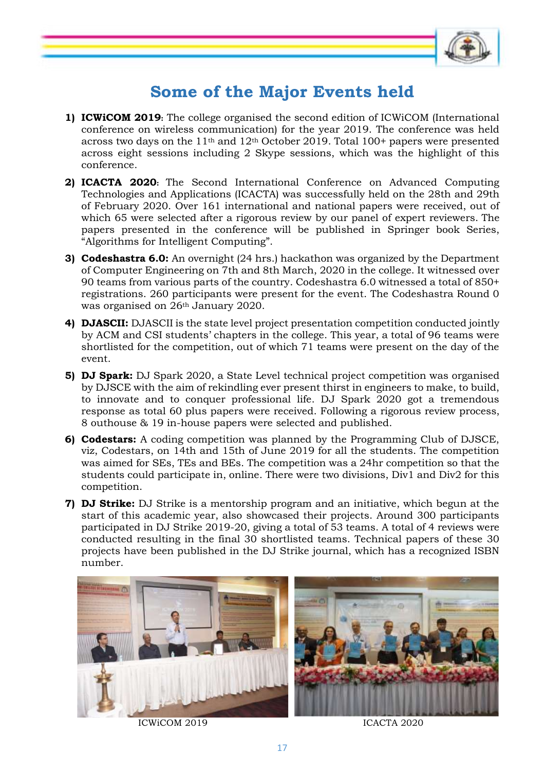# Some of the Major Events held

1) **ICWiCOM 2019**: The college organised the second edition of ICWiCOM (International conference on wireless communication) for the year 2019. The conference was held across two days on the 11th and 12th October 2019. Total 100+ papers were presented across eight sessions including 2 Skype sessions, which was the highlight of this conference.

2) **ICACTA 2020**: The Second International Conference on Advanced Computing Technologies and Applications (ICACTA) was successfully held on the 28th and 29th of February 2020. Over 161 international and national papers were received, out of which 65 were selected after a rigorous review by our panel of expert reviewers. The papers presented in the conference will be published in Springer book Series, "Algorithms for Intelligent Computing".

3) **Codeshastra 6.0:** An overnight (24 hrs.) hackathon was organized by the Department of Computer Engineering on 7th and 8th March, 2020 in the college. It witnessed over 90 teams from various parts of the country. Codeshastra 6.0 witnessed a total of 850+ registrations. 260 participants were present for the event. The Codeshastra Round 0 was organised on 26th January 2020.

4) **DJASCII:** DJASCII is the state level project presentation competition conducted jointly by ACM and CSI students' chapters in the college. This year, a total of 96 teams were shortlisted for the competition, out of which 71 teams were present on the day of the event.

5) **DJ Spark:** DJ Spark 2020, a State Level technical project competition was organised by DJSCE with the aim of rekindling ever present thirst in engineers to make, to build, to innovate and to conquer professional life. DJ Spark 2020 got a tremendous response as total 60 plus papers were received. Following a rigorous review process, 8 outhouse & 19 in-house papers were selected and published.

6) **Codestars:** A coding competition was planned by the Programming Club of DJSCE, viz, Codestars, on 14th and 15th of June 2019 for all the students. The competition was aimed for SEs, TEs and BEs. The competition was a 24hr competition so that the students could participate in, online. There were two divisions, Div1 and Div2 for this competition.

7) **DJ Strike:** DJ Strike is a mentorship program and an initiative, which begun at the start of this academic year, also showcased their projects. Around 300 participants participated in DJ Strike 2019-20, giving a total of 53 teams. A total of 4 reviews were conducted resulting in the final 30 shortlisted teams. Technical papers of these 30 projects have been published in the DJ Strike journal, which has a recognized ISBN number.

ICWiCOM 2019

ICACTA 2020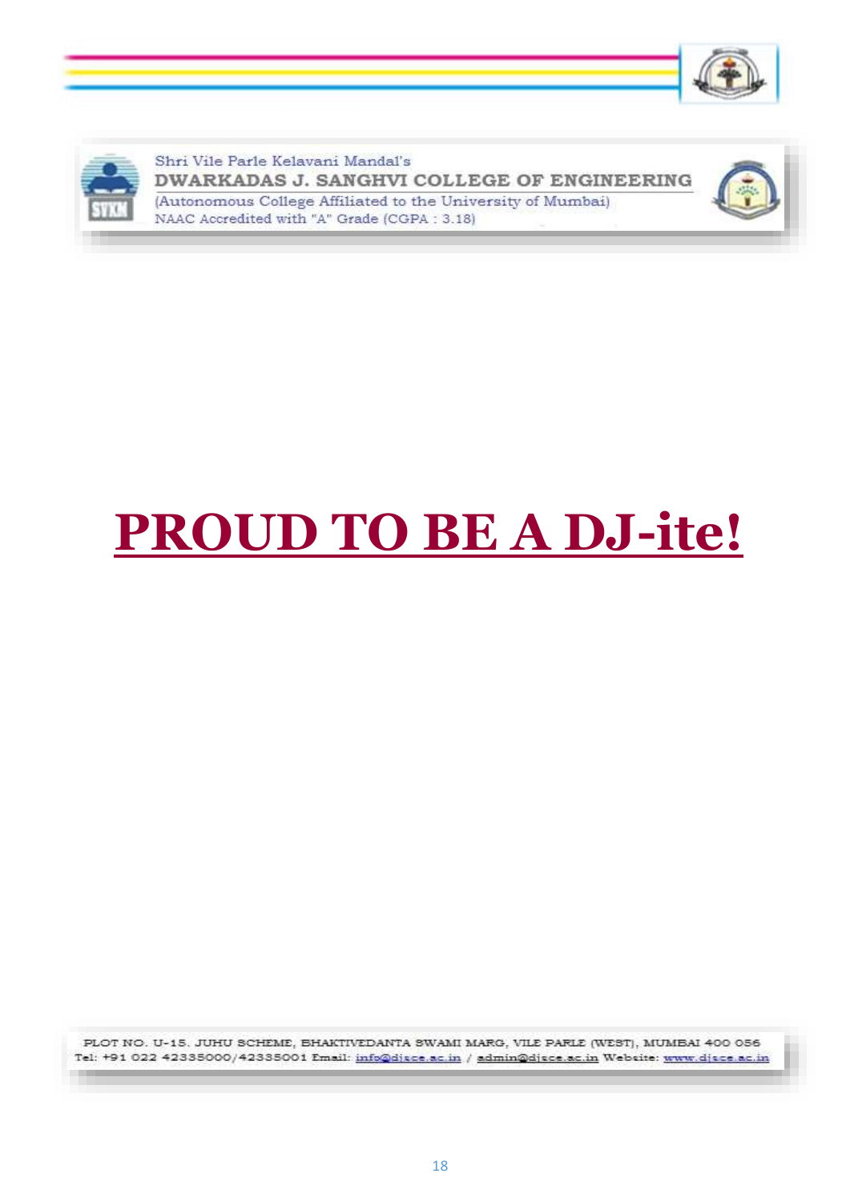Shri Vile Parle Kelavani Mandal's

**DWARKADAS J. SANGHVI COLLEGE OF ENGINEERING**

(Autonomous College Affiliated to the University of Mumbai)

NAAC Accredited with "A" Grade (CGPA : 3.18)

# PROUD TO BE A DJ-ite!

PLOT NO. U-15. JUHU SCHEME, BHAKTIVEDANTA SWAMI MARG, VILE PARLE (WEST), MUMBAI 400 056
Tel: +91 022 42335000/42335001 Email: info@djsce.ac.in / admin@djsce.ac.in Website: www.djsce.ac.in